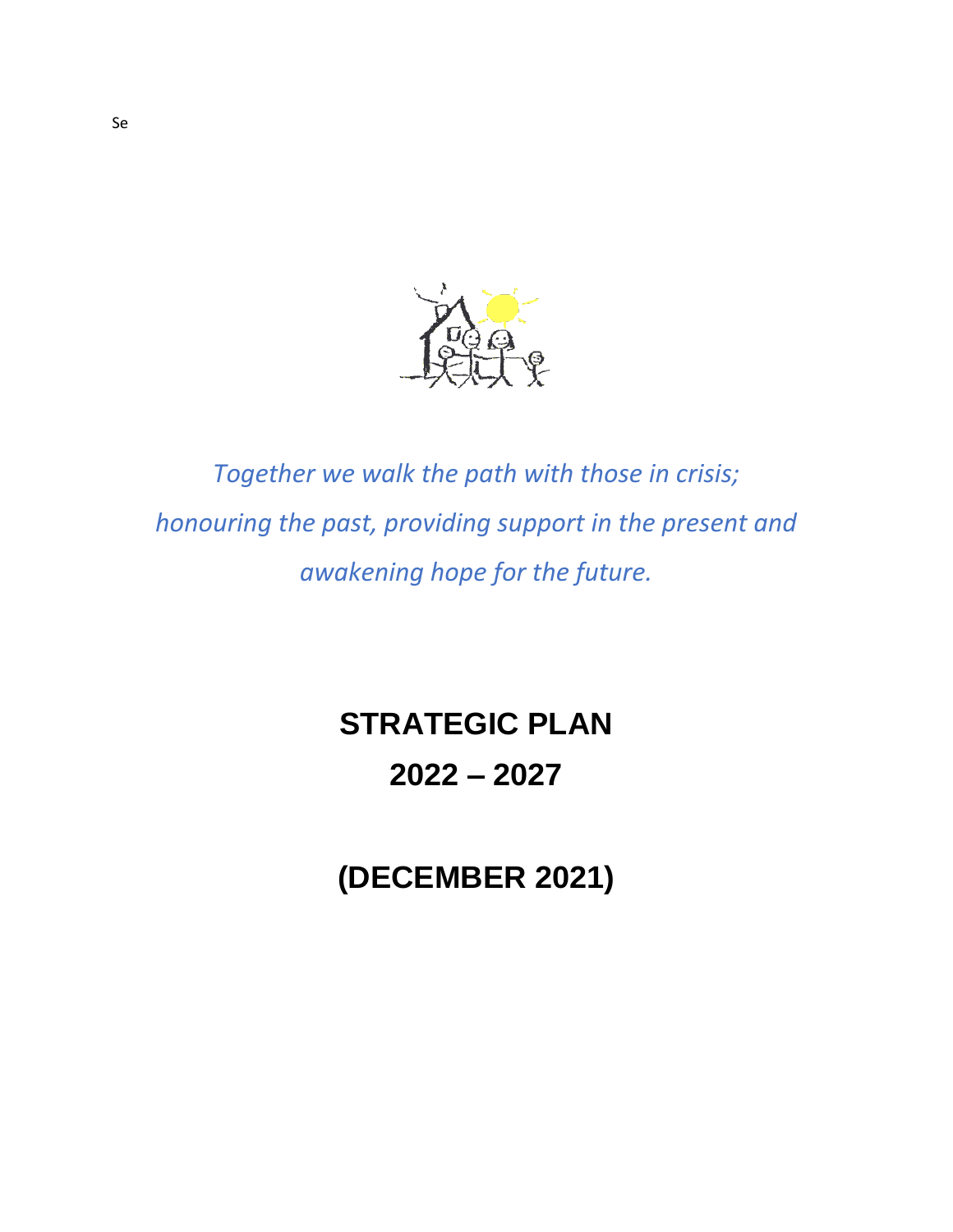Se

*Together we walk the path with those in crisis;*
*honouring the past, providing support in the present and*
*awakening hope for the future.*

# STRATEGIC PLAN
# 2022 – 2027

# (DECEMBER 2021)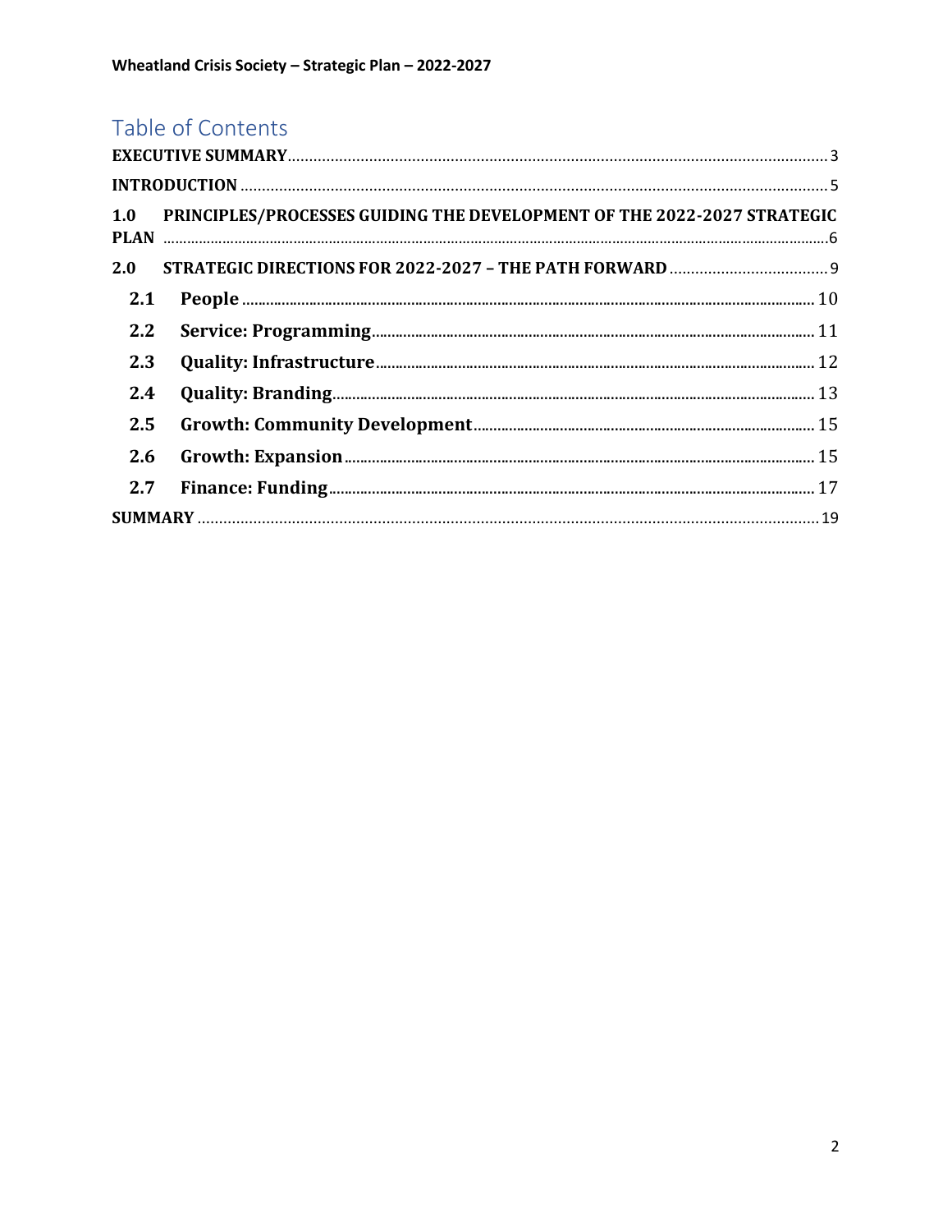# Table of Contents

**EXECUTIVE SUMMARY** .......... 3

**INTRODUCTION** .......... 5

**1.0 PRINCIPLES/PROCESSES GUIDING THE DEVELOPMENT OF THE 2022-2027 STRATEGIC PLAN** .......... 6

**2.0 STRATEGIC DIRECTIONS FOR 2022-2027 – THE PATH FORWARD** .......... 9

- **2.1 People** .......... 10
- **2.2 Service: Programming** .......... 11
- **2.3 Quality: Infrastructure** .......... 12
- **2.4 Quality: Branding** .......... 13
- **2.5 Growth: Community Development** .......... 15
- **2.6 Growth: Expansion** .......... 15
- **2.7 Finance: Funding** .......... 17

**SUMMARY** .......... 19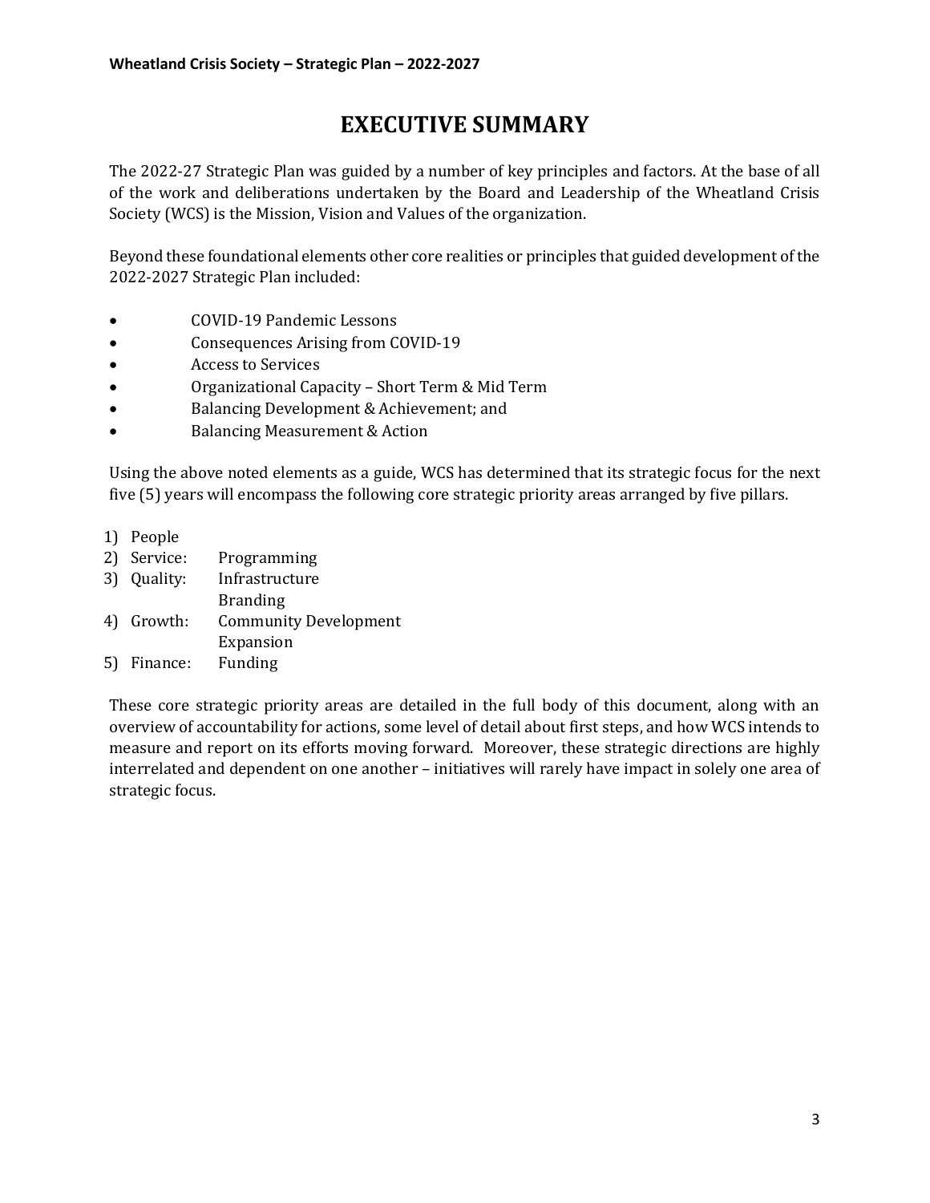# EXECUTIVE SUMMARY

The 2022-27 Strategic Plan was guided by a number of key principles and factors. At the base of all of the work and deliberations undertaken by the Board and Leadership of the Wheatland Crisis Society (WCS) is the Mission, Vision and Values of the organization.

Beyond these foundational elements other core realities or principles that guided development of the 2022-2027 Strategic Plan included:

- COVID-19 Pandemic Lessons
- Consequences Arising from COVID-19
- Access to Services
- Organizational Capacity – Short Term & Mid Term
- Balancing Development & Achievement; and
- Balancing Measurement & Action

Using the above noted elements as a guide, WCS has determined that its strategic focus for the next five (5) years will encompass the following core strategic priority areas arranged by five pillars.

1) People
2) Service: Programming
3) Quality: Infrastructure
   Branding
4) Growth: Community Development
   Expansion
5) Finance: Funding

These core strategic priority areas are detailed in the full body of this document, along with an overview of accountability for actions, some level of detail about first steps, and how WCS intends to measure and report on its efforts moving forward. Moreover, these strategic directions are highly interrelated and dependent on one another – initiatives will rarely have impact in solely one area of strategic focus.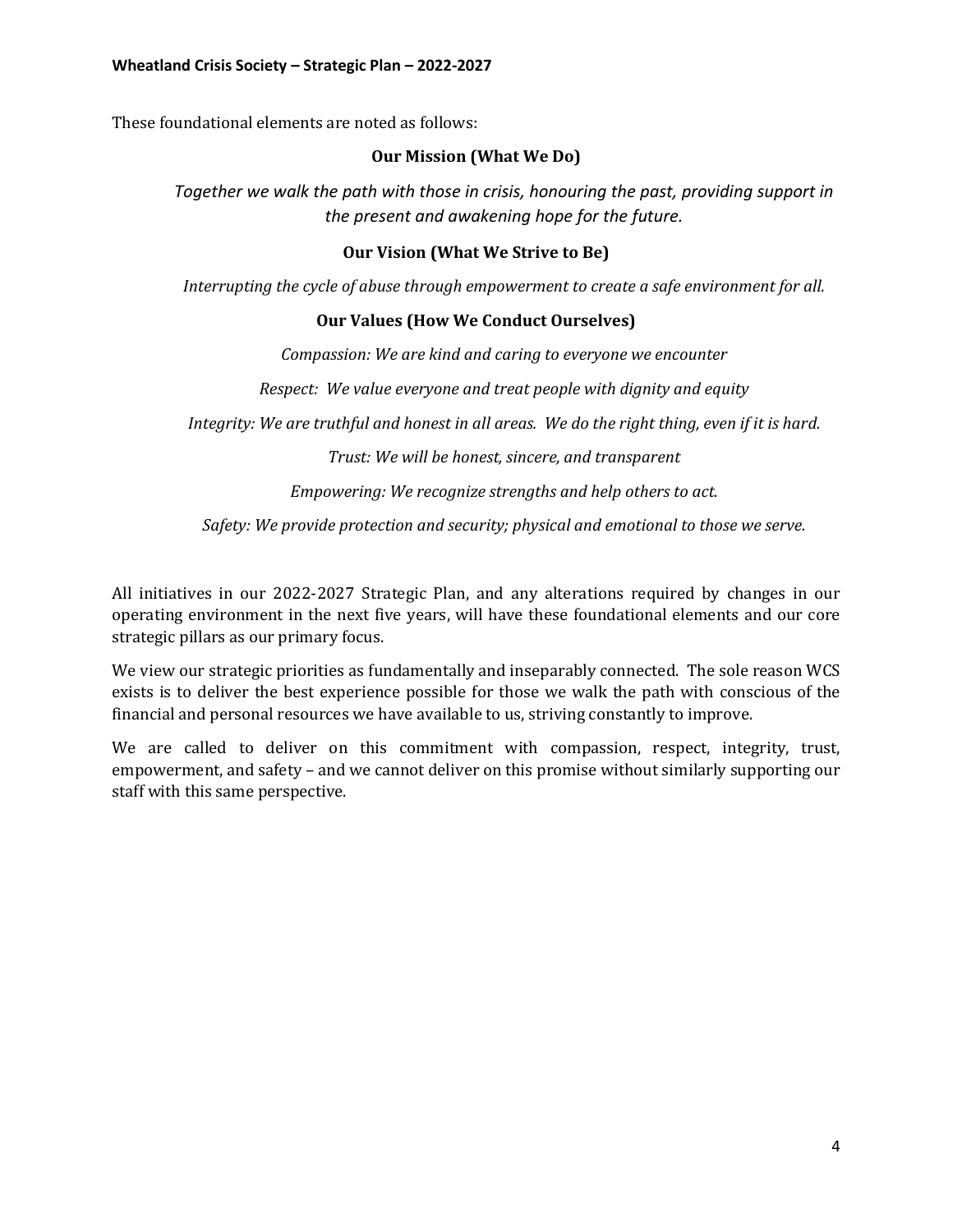These foundational elements are noted as follows:

### Our Mission (What We Do)

*Together we walk the path with those in crisis, honouring the past, providing support in the present and awakening hope for the future.*

### Our Vision (What We Strive to Be)

*Interrupting the cycle of abuse through empowerment to create a safe environment for all.*

### Our Values (How We Conduct Ourselves)

*Compassion: We are kind and caring to everyone we encounter*

*Respect: We value everyone and treat people with dignity and equity*

*Integrity: We are truthful and honest in all areas. We do the right thing, even if it is hard.*

*Trust: We will be honest, sincere, and transparent*

*Empowering: We recognize strengths and help others to act.*

*Safety: We provide protection and security; physical and emotional to those we serve.*

All initiatives in our 2022-2027 Strategic Plan, and any alterations required by changes in our operating environment in the next five years, will have these foundational elements and our core strategic pillars as our primary focus.

We view our strategic priorities as fundamentally and inseparably connected. The sole reason WCS exists is to deliver the best experience possible for those we walk the path with conscious of the financial and personal resources we have available to us, striving constantly to improve.

We are called to deliver on this commitment with compassion, respect, integrity, trust, empowerment, and safety – and we cannot deliver on this promise without similarly supporting our staff with this same perspective.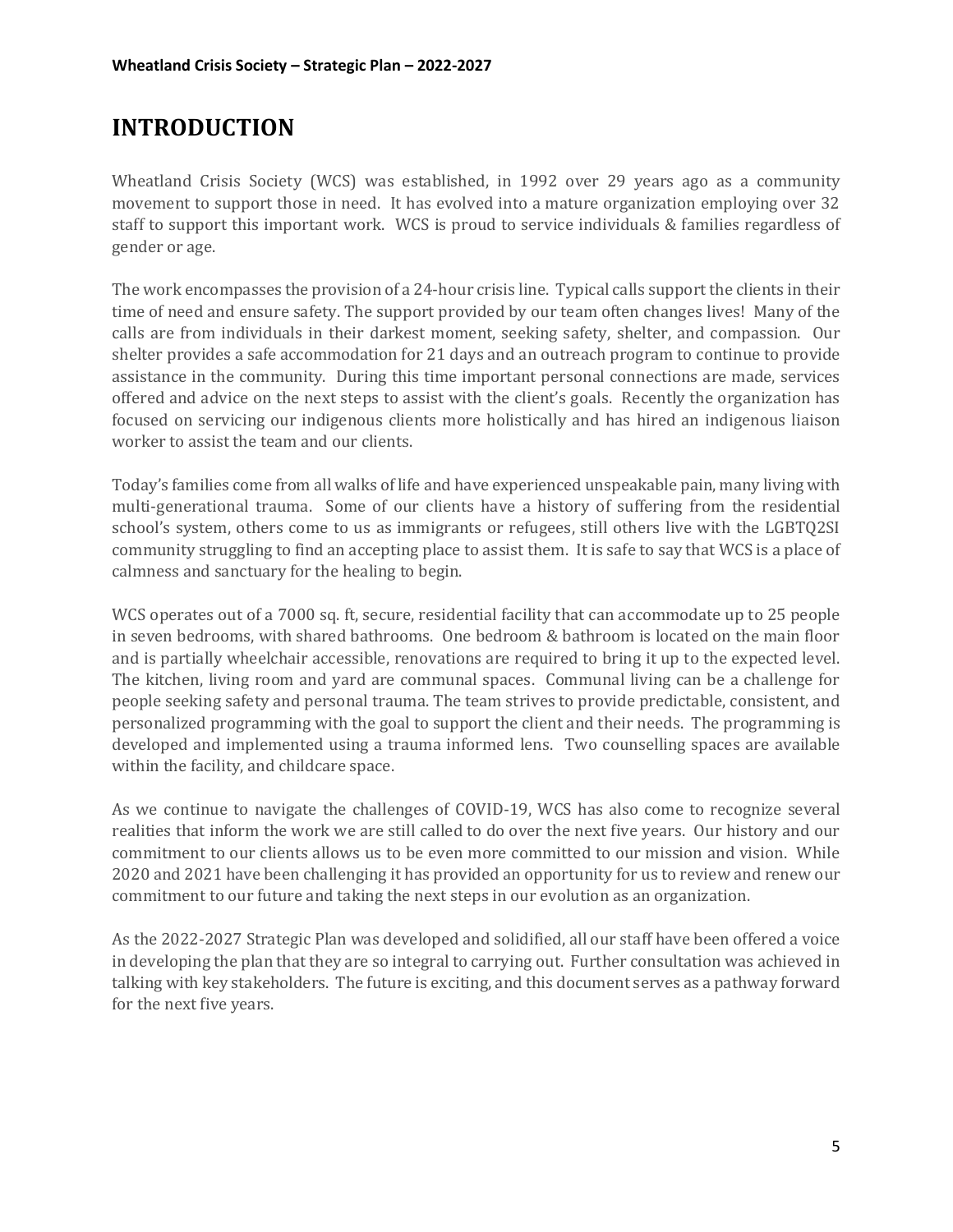# INTRODUCTION

Wheatland Crisis Society (WCS) was established, in 1992 over 29 years ago as a community movement to support those in need. It has evolved into a mature organization employing over 32 staff to support this important work. WCS is proud to service individuals & families regardless of gender or age.

The work encompasses the provision of a 24-hour crisis line. Typical calls support the clients in their time of need and ensure safety. The support provided by our team often changes lives! Many of the calls are from individuals in their darkest moment, seeking safety, shelter, and compassion. Our shelter provides a safe accommodation for 21 days and an outreach program to continue to provide assistance in the community. During this time important personal connections are made, services offered and advice on the next steps to assist with the client's goals. Recently the organization has focused on servicing our indigenous clients more holistically and has hired an indigenous liaison worker to assist the team and our clients.

Today's families come from all walks of life and have experienced unspeakable pain, many living with multi-generational trauma. Some of our clients have a history of suffering from the residential school's system, others come to us as immigrants or refugees, still others live with the LGBTQ2SI community struggling to find an accepting place to assist them. It is safe to say that WCS is a place of calmness and sanctuary for the healing to begin.

WCS operates out of a 7000 sq. ft, secure, residential facility that can accommodate up to 25 people in seven bedrooms, with shared bathrooms. One bedroom & bathroom is located on the main floor and is partially wheelchair accessible, renovations are required to bring it up to the expected level. The kitchen, living room and yard are communal spaces. Communal living can be a challenge for people seeking safety and personal trauma. The team strives to provide predictable, consistent, and personalized programming with the goal to support the client and their needs. The programming is developed and implemented using a trauma informed lens. Two counselling spaces are available within the facility, and childcare space.

As we continue to navigate the challenges of COVID-19, WCS has also come to recognize several realities that inform the work we are still called to do over the next five years. Our history and our commitment to our clients allows us to be even more committed to our mission and vision. While 2020 and 2021 have been challenging it has provided an opportunity for us to review and renew our commitment to our future and taking the next steps in our evolution as an organization.

As the 2022-2027 Strategic Plan was developed and solidified, all our staff have been offered a voice in developing the plan that they are so integral to carrying out. Further consultation was achieved in talking with key stakeholders. The future is exciting, and this document serves as a pathway forward for the next five years.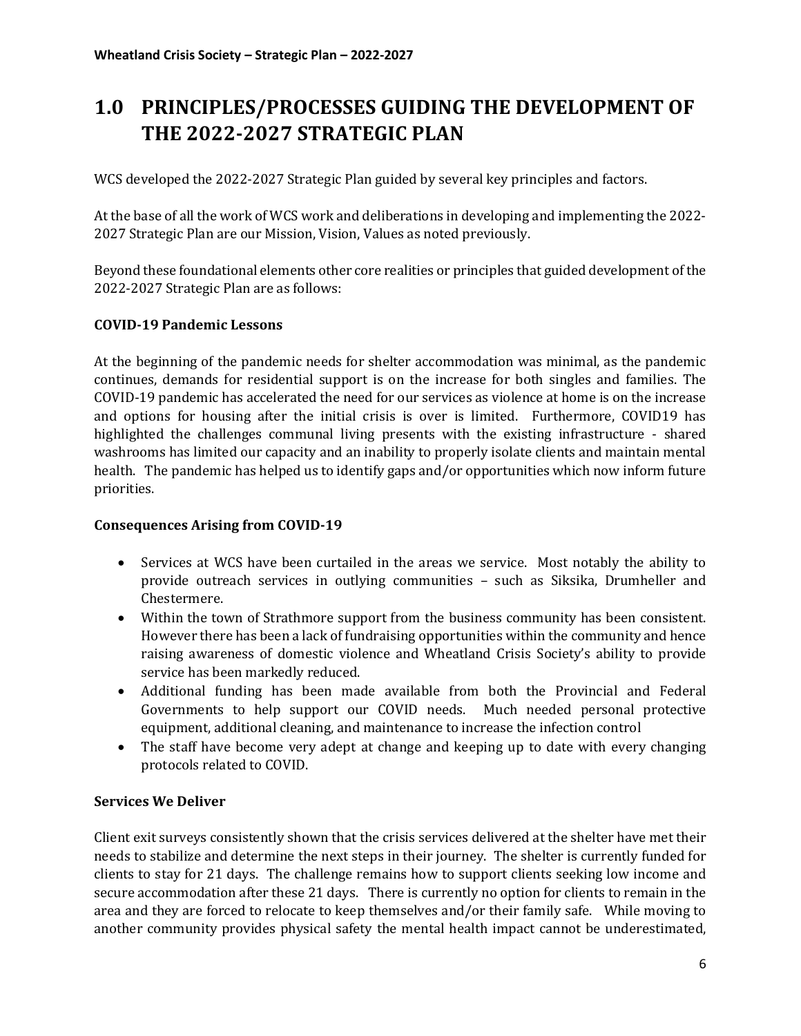# 1.0 PRINCIPLES/PROCESSES GUIDING THE DEVELOPMENT OF THE 2022-2027 STRATEGIC PLAN

WCS developed the 2022-2027 Strategic Plan guided by several key principles and factors.

At the base of all the work of WCS work and deliberations in developing and implementing the 2022-2027 Strategic Plan are our Mission, Vision, Values as noted previously.

Beyond these foundational elements other core realities or principles that guided development of the 2022-2027 Strategic Plan are as follows:

**COVID-19 Pandemic Lessons**

At the beginning of the pandemic needs for shelter accommodation was minimal, as the pandemic continues, demands for residential support is on the increase for both singles and families. The COVID-19 pandemic has accelerated the need for our services as violence at home is on the increase and options for housing after the initial crisis is over is limited. Furthermore, COVID19 has highlighted the challenges communal living presents with the existing infrastructure - shared washrooms has limited our capacity and an inability to properly isolate clients and maintain mental health. The pandemic has helped us to identify gaps and/or opportunities which now inform future priorities.

**Consequences Arising from COVID-19**

- Services at WCS have been curtailed in the areas we service. Most notably the ability to provide outreach services in outlying communities – such as Siksika, Drumheller and Chestermere.
- Within the town of Strathmore support from the business community has been consistent. However there has been a lack of fundraising opportunities within the community and hence raising awareness of domestic violence and Wheatland Crisis Society's ability to provide service has been markedly reduced.
- Additional funding has been made available from both the Provincial and Federal Governments to help support our COVID needs. Much needed personal protective equipment, additional cleaning, and maintenance to increase the infection control
- The staff have become very adept at change and keeping up to date with every changing protocols related to COVID.

**Services We Deliver**

Client exit surveys consistently shown that the crisis services delivered at the shelter have met their needs to stabilize and determine the next steps in their journey. The shelter is currently funded for clients to stay for 21 days. The challenge remains how to support clients seeking low income and secure accommodation after these 21 days. There is currently no option for clients to remain in the area and they are forced to relocate to keep themselves and/or their family safe. While moving to another community provides physical safety the mental health impact cannot be underestimated,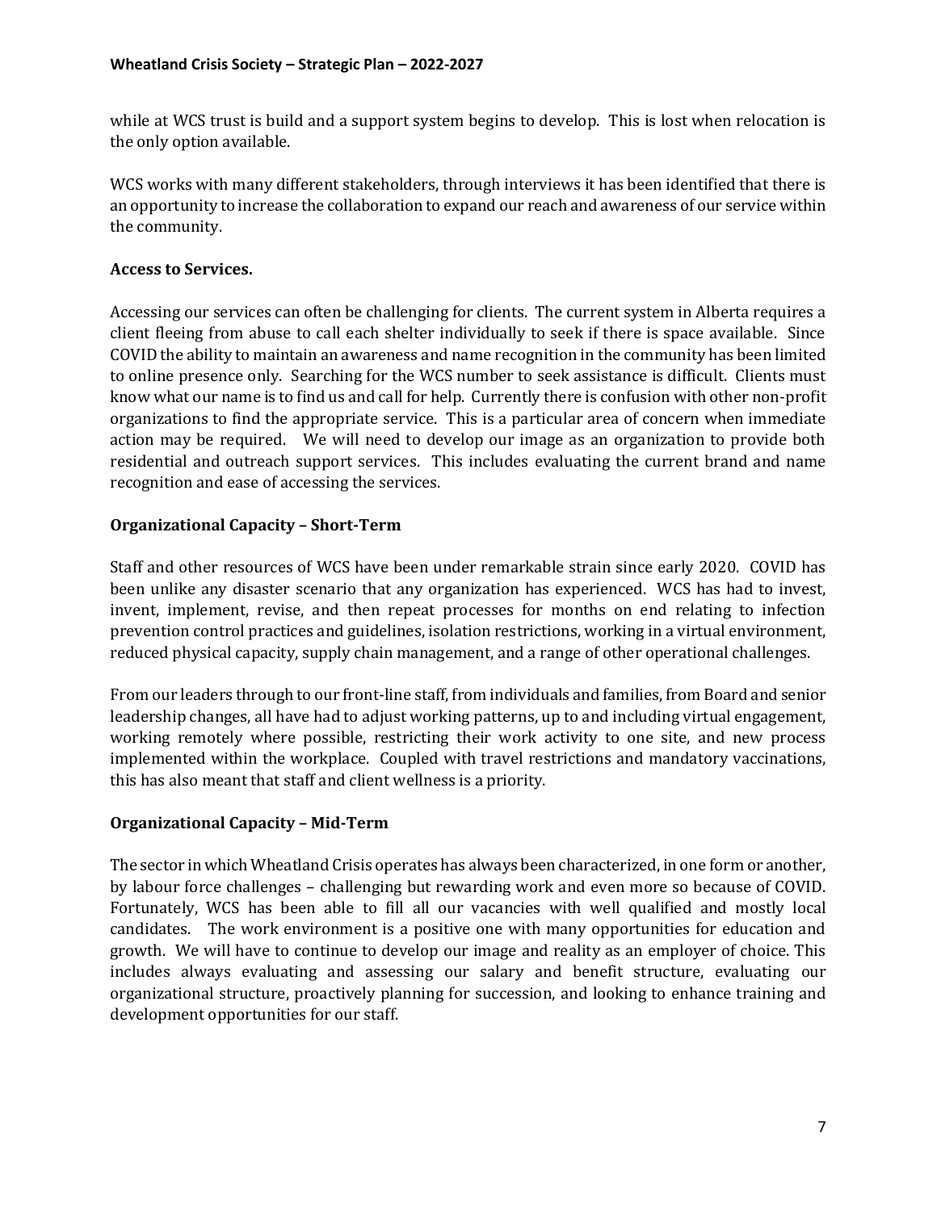while at WCS trust is build and a support system begins to develop. This is lost when relocation is the only option available.

WCS works with many different stakeholders, through interviews it has been identified that there is an opportunity to increase the collaboration to expand our reach and awareness of our service within the community.

**Access to Services.**

Accessing our services can often be challenging for clients. The current system in Alberta requires a client fleeing from abuse to call each shelter individually to seek if there is space available. Since COVID the ability to maintain an awareness and name recognition in the community has been limited to online presence only. Searching for the WCS number to seek assistance is difficult. Clients must know what our name is to find us and call for help. Currently there is confusion with other non-profit organizations to find the appropriate service. This is a particular area of concern when immediate action may be required. We will need to develop our image as an organization to provide both residential and outreach support services. This includes evaluating the current brand and name recognition and ease of accessing the services.

**Organizational Capacity – Short-Term**

Staff and other resources of WCS have been under remarkable strain since early 2020. COVID has been unlike any disaster scenario that any organization has experienced. WCS has had to invest, invent, implement, revise, and then repeat processes for months on end relating to infection prevention control practices and guidelines, isolation restrictions, working in a virtual environment, reduced physical capacity, supply chain management, and a range of other operational challenges.

From our leaders through to our front-line staff, from individuals and families, from Board and senior leadership changes, all have had to adjust working patterns, up to and including virtual engagement, working remotely where possible, restricting their work activity to one site, and new process implemented within the workplace. Coupled with travel restrictions and mandatory vaccinations, this has also meant that staff and client wellness is a priority.

**Organizational Capacity – Mid-Term**

The sector in which Wheatland Crisis operates has always been characterized, in one form or another, by labour force challenges – challenging but rewarding work and even more so because of COVID. Fortunately, WCS has been able to fill all our vacancies with well qualified and mostly local candidates. The work environment is a positive one with many opportunities for education and growth. We will have to continue to develop our image and reality as an employer of choice. This includes always evaluating and assessing our salary and benefit structure, evaluating our organizational structure, proactively planning for succession, and looking to enhance training and development opportunities for our staff.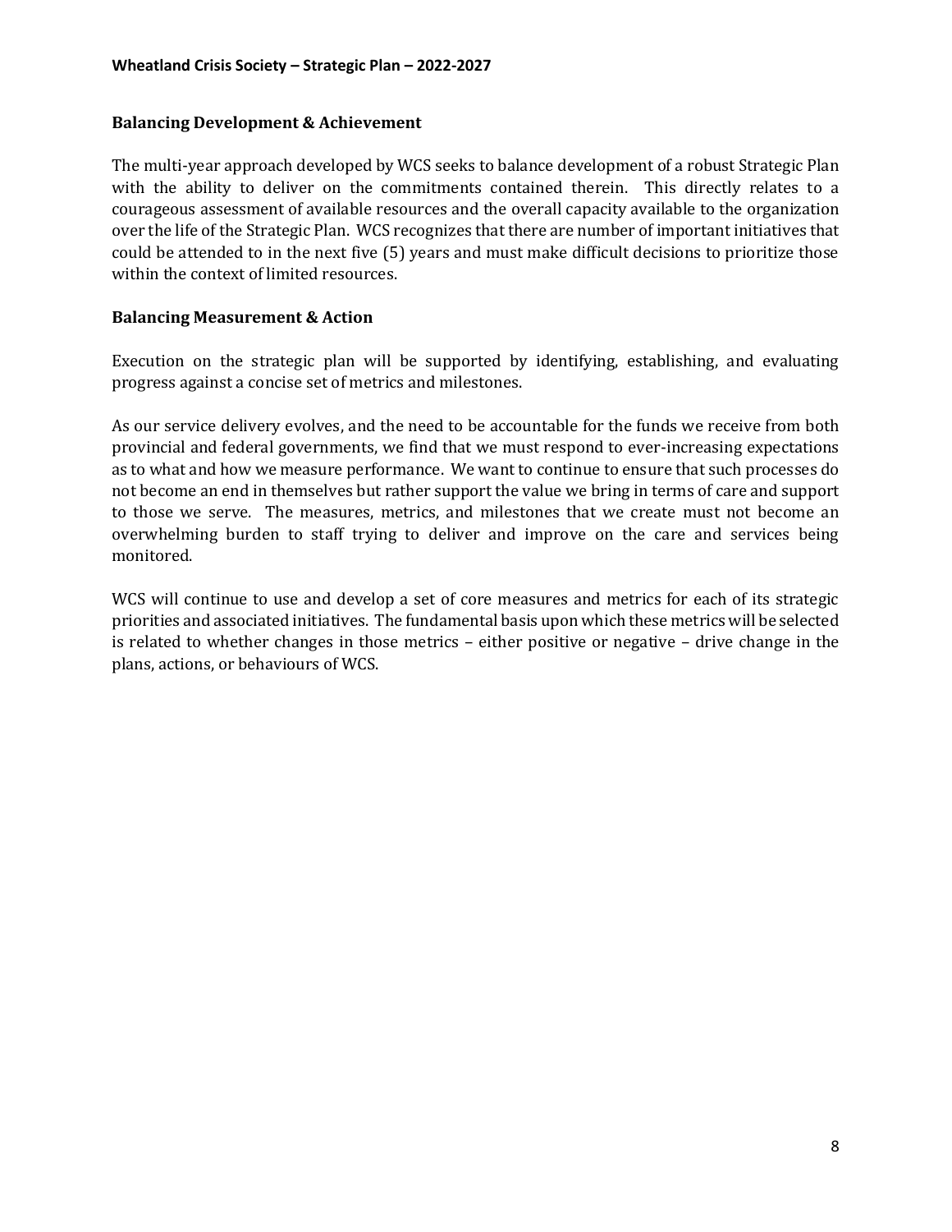## Balancing Development & Achievement

The multi-year approach developed by WCS seeks to balance development of a robust Strategic Plan with the ability to deliver on the commitments contained therein. This directly relates to a courageous assessment of available resources and the overall capacity available to the organization over the life of the Strategic Plan. WCS recognizes that there are number of important initiatives that could be attended to in the next five (5) years and must make difficult decisions to prioritize those within the context of limited resources.

## Balancing Measurement & Action

Execution on the strategic plan will be supported by identifying, establishing, and evaluating progress against a concise set of metrics and milestones.

As our service delivery evolves, and the need to be accountable for the funds we receive from both provincial and federal governments, we find that we must respond to ever-increasing expectations as to what and how we measure performance. We want to continue to ensure that such processes do not become an end in themselves but rather support the value we bring in terms of care and support to those we serve. The measures, metrics, and milestones that we create must not become an overwhelming burden to staff trying to deliver and improve on the care and services being monitored.

WCS will continue to use and develop a set of core measures and metrics for each of its strategic priorities and associated initiatives. The fundamental basis upon which these metrics will be selected is related to whether changes in those metrics – either positive or negative – drive change in the plans, actions, or behaviours of WCS.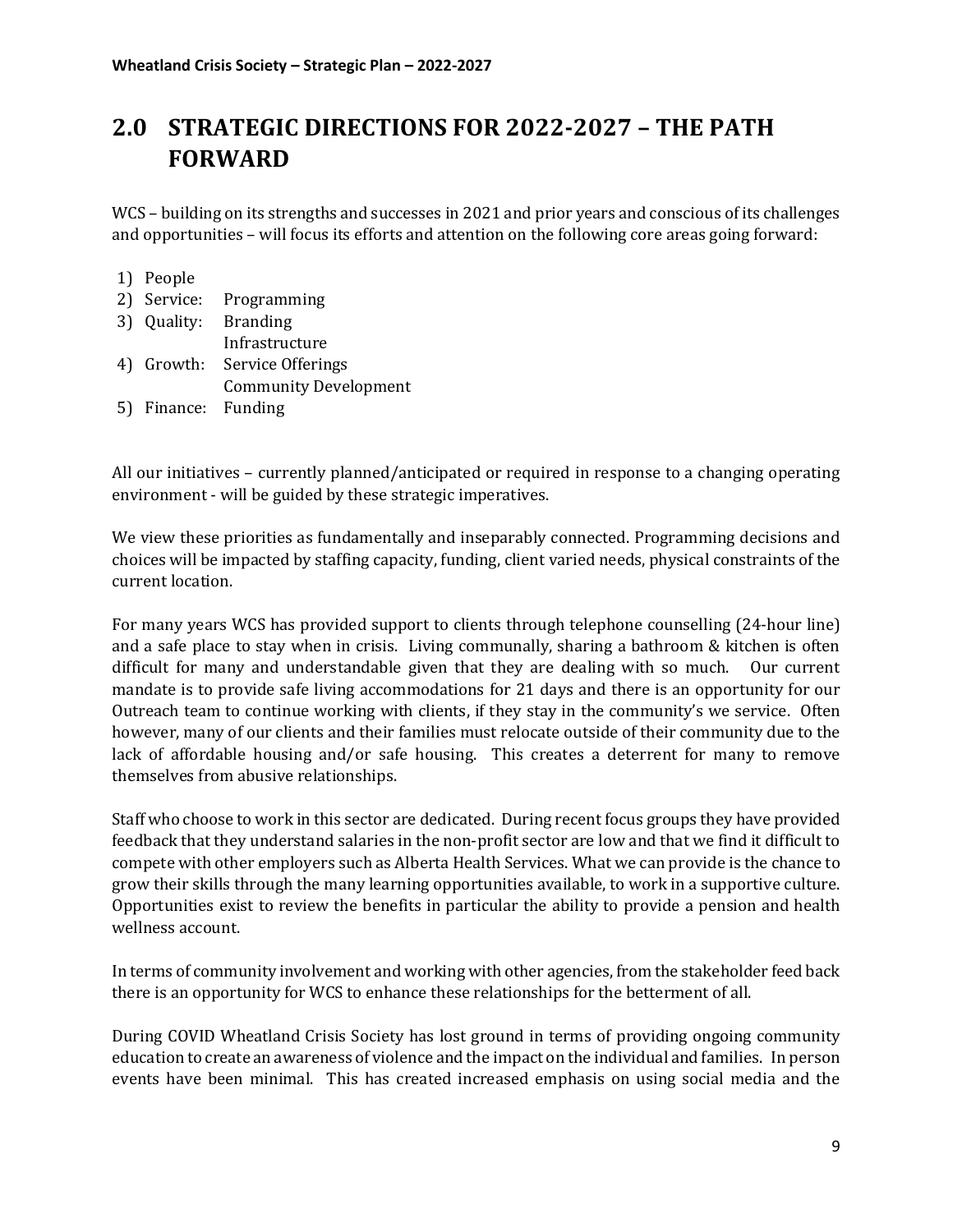## 2.0 STRATEGIC DIRECTIONS FOR 2022-2027 – THE PATH FORWARD

WCS – building on its strengths and successes in 2021 and prior years and conscious of its challenges and opportunities – will focus its efforts and attention on the following core areas going forward:

1) People
2) Service: Programming
3) Quality: Branding
   Infrastructure
4) Growth: Service Offerings
   Community Development
5) Finance: Funding

All our initiatives – currently planned/anticipated or required in response to a changing operating environment - will be guided by these strategic imperatives.

We view these priorities as fundamentally and inseparably connected. Programming decisions and choices will be impacted by staffing capacity, funding, client varied needs, physical constraints of the current location.

For many years WCS has provided support to clients through telephone counselling (24-hour line) and a safe place to stay when in crisis. Living communally, sharing a bathroom & kitchen is often difficult for many and understandable given that they are dealing with so much. Our current mandate is to provide safe living accommodations for 21 days and there is an opportunity for our Outreach team to continue working with clients, if they stay in the community's we service. Often however, many of our clients and their families must relocate outside of their community due to the lack of affordable housing and/or safe housing. This creates a deterrent for many to remove themselves from abusive relationships.

Staff who choose to work in this sector are dedicated. During recent focus groups they have provided feedback that they understand salaries in the non-profit sector are low and that we find it difficult to compete with other employers such as Alberta Health Services. What we can provide is the chance to grow their skills through the many learning opportunities available, to work in a supportive culture. Opportunities exist to review the benefits in particular the ability to provide a pension and health wellness account.

In terms of community involvement and working with other agencies, from the stakeholder feed back there is an opportunity for WCS to enhance these relationships for the betterment of all.

During COVID Wheatland Crisis Society has lost ground in terms of providing ongoing community education to create an awareness of violence and the impact on the individual and families. In person events have been minimal. This has created increased emphasis on using social media and the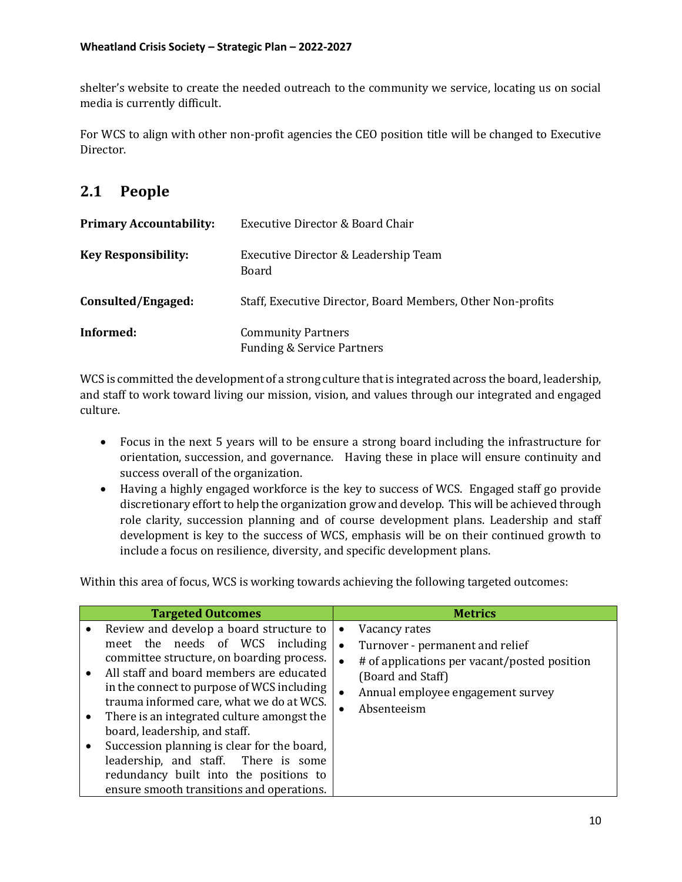shelter's website to create the needed outreach to the community we service, locating us on social media is currently difficult.

For WCS to align with other non-profit agencies the CEO position title will be changed to Executive Director.

## 2.1 People

| | |
|---|---|
| **Primary Accountability:** | Executive Director & Board Chair |
| **Key Responsibility:** | Executive Director & Leadership Team<br>Board |
| **Consulted/Engaged:** | Staff, Executive Director, Board Members, Other Non-profits |
| **Informed:** | Community Partners<br>Funding & Service Partners |

WCS is committed the development of a strong culture that is integrated across the board, leadership, and staff to work toward living our mission, vision, and values through our integrated and engaged culture.

- Focus in the next 5 years will to be ensure a strong board including the infrastructure for orientation, succession, and governance. Having these in place will ensure continuity and success overall of the organization.
- Having a highly engaged workforce is the key to success of WCS. Engaged staff go provide discretionary effort to help the organization grow and develop. This will be achieved through role clarity, succession planning and of course development plans. Leadership and staff development is key to the success of WCS, emphasis will be on their continued growth to include a focus on resilience, diversity, and specific development plans.

Within this area of focus, WCS is working towards achieving the following targeted outcomes:

| Targeted Outcomes | Metrics |
|---|---|
| • Review and develop a board structure to meet the needs of WCS including committee structure, on boarding process.<br>• All staff and board members are educated in the connect to purpose of WCS including trauma informed care, what we do at WCS.<br>• There is an integrated culture amongst the board, leadership, and staff.<br>• Succession planning is clear for the board, leadership, and staff. There is some redundancy built into the positions to ensure smooth transitions and operations. | • Vacancy rates<br>• Turnover - permanent and relief<br>• # of applications per vacant/posted position (Board and Staff)<br>• Annual employee engagement survey<br>• Absenteeism |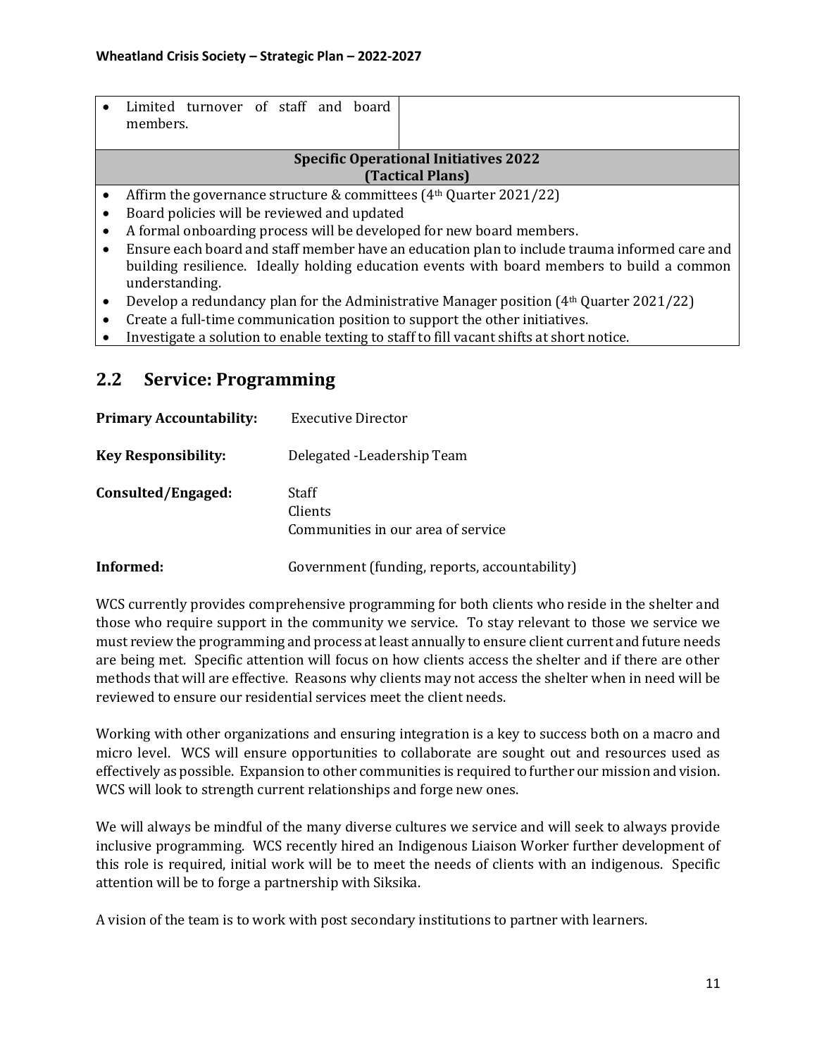| | |
|---|---|
| • Limited turnover of staff and board members. | |

| Specific Operational Initiatives 2022 (Tactical Plans) |
|---|
| • Affirm the governance structure & committees (4th Quarter 2021/22) |
| • Board policies will be reviewed and updated |
| • A formal onboarding process will be developed for new board members. |
| • Ensure each board and staff member have an education plan to include trauma informed care and building resilience. Ideally holding education events with board members to build a common understanding. |
| • Develop a redundancy plan for the Administrative Manager position (4th Quarter 2021/22) |
| • Create a full-time communication position to support the other initiatives. |
| • Investigate a solution to enable texting to staff to fill vacant shifts at short notice. |

## 2.2 Service: Programming

**Primary Accountability:** Executive Director

**Key Responsibility:** Delegated -Leadership Team

**Consulted/Engaged:** Staff
Clients
Communities in our area of service

**Informed:** Government (funding, reports, accountability)

WCS currently provides comprehensive programming for both clients who reside in the shelter and those who require support in the community we service. To stay relevant to those we service we must review the programming and process at least annually to ensure client current and future needs are being met. Specific attention will focus on how clients access the shelter and if there are other methods that will are effective. Reasons why clients may not access the shelter when in need will be reviewed to ensure our residential services meet the client needs.

Working with other organizations and ensuring integration is a key to success both on a macro and micro level. WCS will ensure opportunities to collaborate are sought out and resources used as effectively as possible. Expansion to other communities is required to further our mission and vision. WCS will look to strength current relationships and forge new ones.

We will always be mindful of the many diverse cultures we service and will seek to always provide inclusive programming. WCS recently hired an Indigenous Liaison Worker further development of this role is required, initial work will be to meet the needs of clients with an indigenous. Specific attention will be to forge a partnership with Siksika.

A vision of the team is to work with post secondary institutions to partner with learners.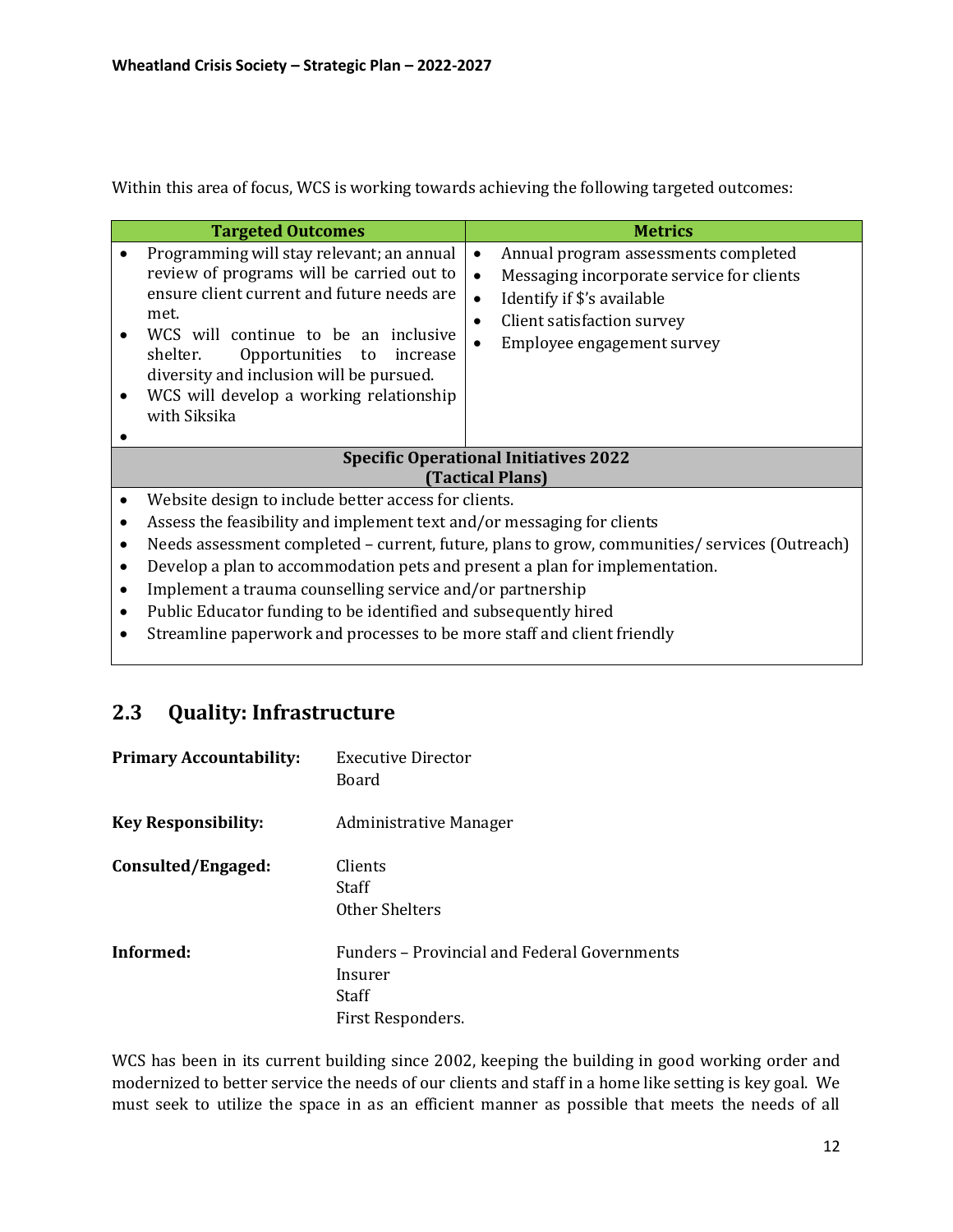Within this area of focus, WCS is working towards achieving the following targeted outcomes:

| Targeted Outcomes | Metrics |
|---|---|
| • Programming will stay relevant; an annual review of programs will be carried out to ensure client current and future needs are met.<br>• WCS will continue to be an inclusive shelter. Opportunities to increase diversity and inclusion will be pursued.<br>• WCS will develop a working relationship with Siksika<br>• | • Annual program assessments completed<br>• Messaging incorporate service for clients<br>• Identify if $'s available<br>• Client satisfaction survey<br>• Employee engagement survey |
| **Specific Operational Initiatives 2022 (Tactical Plans)** | |
| • Website design to include better access for clients.<br>• Assess the feasibility and implement text and/or messaging for clients<br>• Needs assessment completed – current, future, plans to grow, communities/ services (Outreach)<br>• Develop a plan to accommodation pets and present a plan for implementation.<br>• Implement a trauma counselling service and/or partnership<br>• Public Educator funding to be identified and subsequently hired<br>• Streamline paperwork and processes to be more staff and client friendly | |

## 2.3 Quality: Infrastructure

**Primary Accountability:** Executive Director
Board

**Key Responsibility:** Administrative Manager

**Consulted/Engaged:** Clients
Staff
Other Shelters

**Informed:** Funders – Provincial and Federal Governments
Insurer
Staff
First Responders.

WCS has been in its current building since 2002, keeping the building in good working order and modernized to better service the needs of our clients and staff in a home like setting is key goal. We must seek to utilize the space in as an efficient manner as possible that meets the needs of all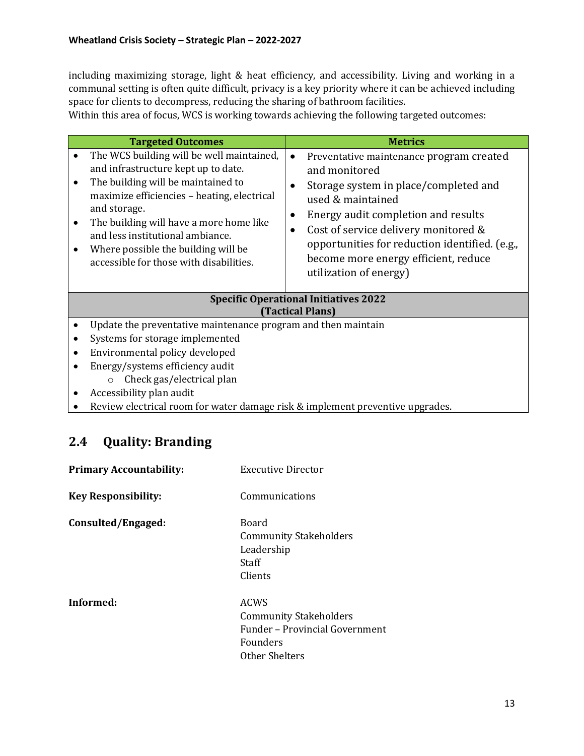including maximizing storage, light & heat efficiency, and accessibility. Living and working in a communal setting is often quite difficult, privacy is a key priority where it can be achieved including space for clients to decompress, reducing the sharing of bathroom facilities.

Within this area of focus, WCS is working towards achieving the following targeted outcomes:

| Targeted Outcomes | Metrics |
| --- | --- |
| • The WCS building will be well maintained, and infrastructure kept up to date.<br>• The building will be maintained to maximize efficiencies – heating, electrical and storage.<br>• The building will have a more home like and less institutional ambiance.<br>• Where possible the building will be accessible for those with disabilities. | • Preventative maintenance program created and monitored<br>• Storage system in place/completed and used & maintained<br>• Energy audit completion and results<br>• Cost of service delivery monitored & opportunities for reduction identified. (e.g., become more energy efficient, reduce utilization of energy) |

| Specific Operational Initiatives 2022 (Tactical Plans) |
| --- |
| • Update the preventative maintenance program and then maintain<br>• Systems for storage implemented<br>• Environmental policy developed<br>• Energy/systems efficiency audit<br>&nbsp;&nbsp;&nbsp;&nbsp;○ Check gas/electrical plan<br>• Accessibility plan audit<br>• Review electrical room for water damage risk & implement preventive upgrades. |

## 2.4 Quality: Branding

**Primary Accountability:** Executive Director

**Key Responsibility:** Communications

**Consulted/Engaged:**
Board
Community Stakeholders
Leadership
Staff
Clients

**Informed:**
ACWS
Community Stakeholders
Funder – Provincial Government
Founders
Other Shelters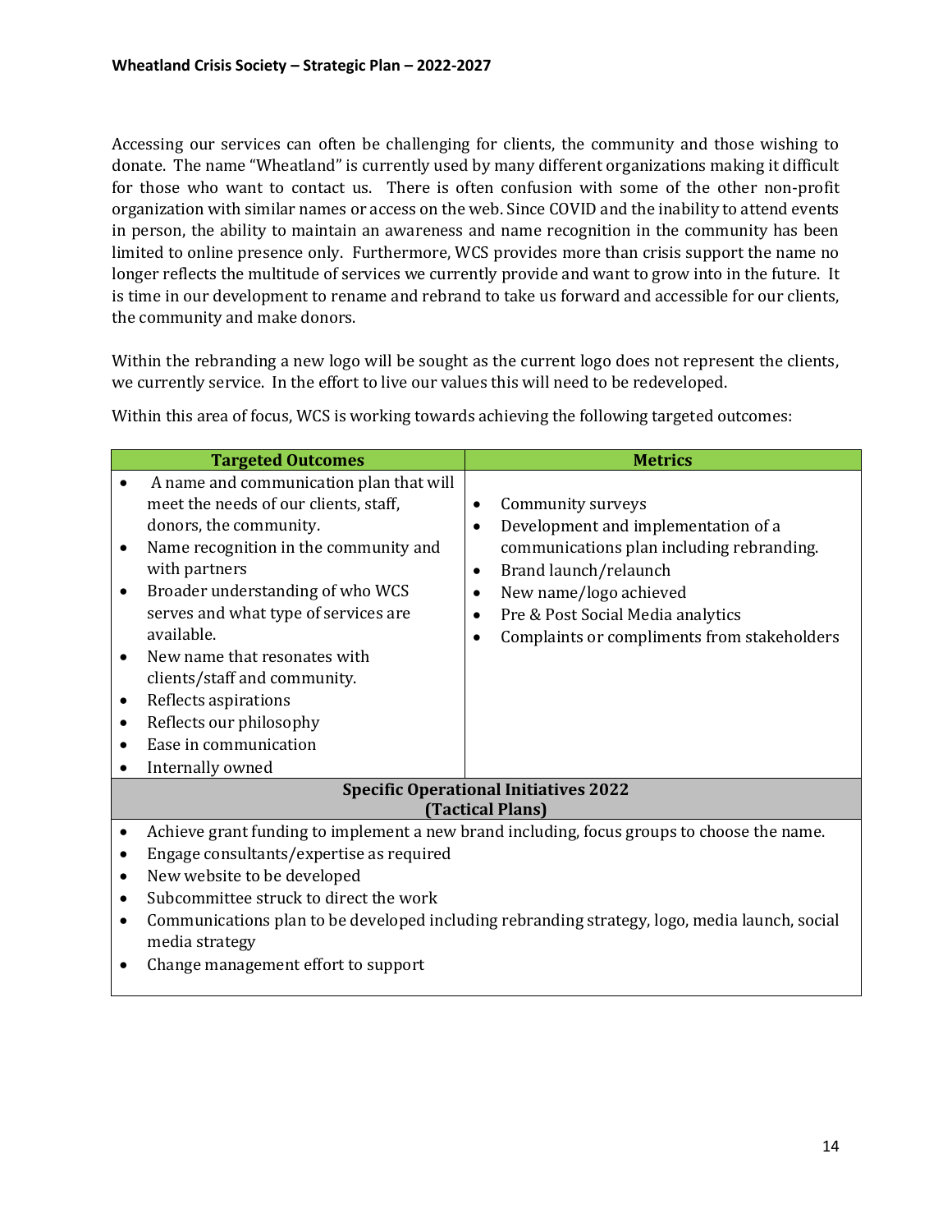Accessing our services can often be challenging for clients, the community and those wishing to donate. The name "Wheatland" is currently used by many different organizations making it difficult for those who want to contact us. There is often confusion with some of the other non-profit organization with similar names or access on the web. Since COVID and the inability to attend events in person, the ability to maintain an awareness and name recognition in the community has been limited to online presence only. Furthermore, WCS provides more than crisis support the name no longer reflects the multitude of services we currently provide and want to grow into in the future. It is time in our development to rename and rebrand to take us forward and accessible for our clients, the community and make donors.

Within the rebranding a new logo will be sought as the current logo does not represent the clients, we currently service. In the effort to live our values this will need to be redeveloped.

Within this area of focus, WCS is working towards achieving the following targeted outcomes:

| Targeted Outcomes | Metrics |
|---|---|
| • A name and communication plan that will meet the needs of our clients, staff, donors, the community.<br>• Name recognition in the community and with partners<br>• Broader understanding of who WCS serves and what type of services are available.<br>• New name that resonates with clients/staff and community.<br>• Reflects aspirations<br>• Reflects our philosophy<br>• Ease in communication<br>• Internally owned | • Community surveys<br>• Development and implementation of a communications plan including rebranding.<br>• Brand launch/relaunch<br>• New name/logo achieved<br>• Pre & Post Social Media analytics<br>• Complaints or compliments from stakeholders |
| **Specific Operational Initiatives 2022 (Tactical Plans)** | |
| • Achieve grant funding to implement a new brand including, focus groups to choose the name.<br>• Engage consultants/expertise as required<br>• New website to be developed<br>• Subcommittee struck to direct the work<br>• Communications plan to be developed including rebranding strategy, logo, media launch, social media strategy<br>• Change management effort to support | |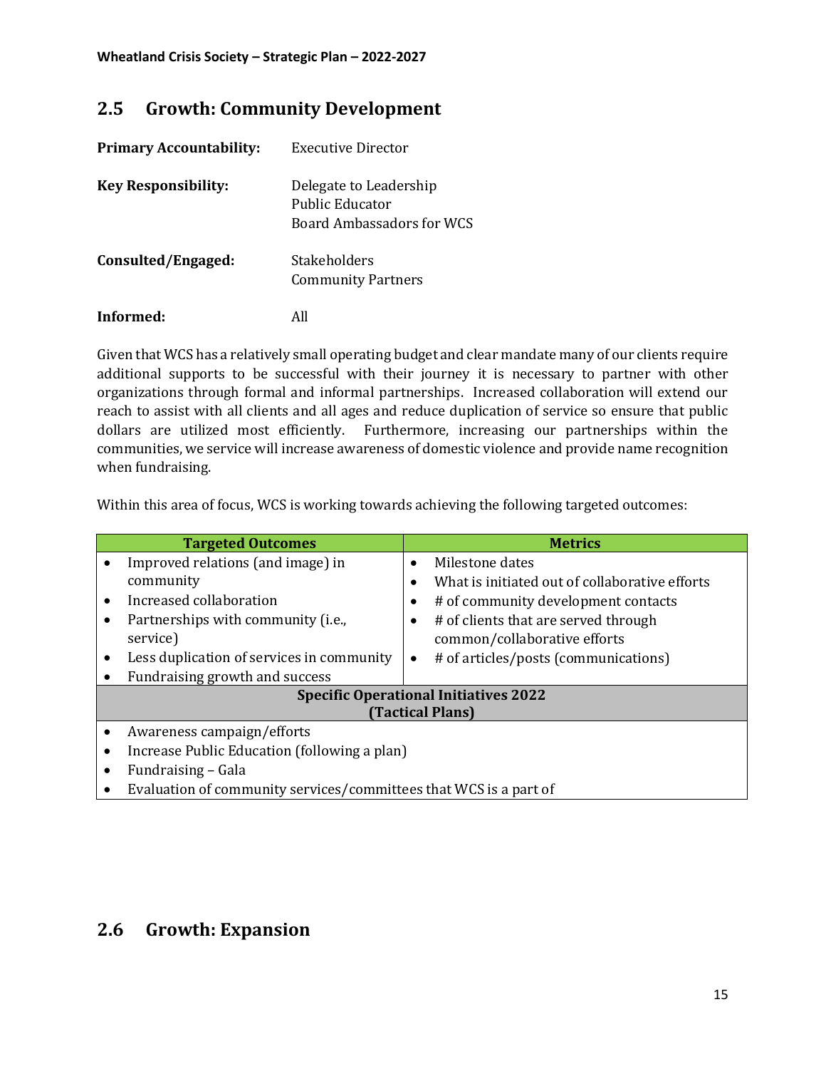## 2.5 Growth: Community Development

| | |
|---|---|
| **Primary Accountability:** | Executive Director |
| **Key Responsibility:** | Delegate to Leadership<br>Public Educator<br>Board Ambassadors for WCS |
| **Consulted/Engaged:** | Stakeholders<br>Community Partners |
| **Informed:** | All |

Given that WCS has a relatively small operating budget and clear mandate many of our clients require additional supports to be successful with their journey it is necessary to partner with other organizations through formal and informal partnerships. Increased collaboration will extend our reach to assist with all clients and all ages and reduce duplication of service so ensure that public dollars are utilized most efficiently. Furthermore, increasing our partnerships within the communities, we service will increase awareness of domestic violence and provide name recognition when fundraising.

Within this area of focus, WCS is working towards achieving the following targeted outcomes:

| Targeted Outcomes | Metrics |
|---|---|
| • Improved relations (and image) in community<br>• Increased collaboration<br>• Partnerships with community (i.e., service)<br>• Less duplication of services in community<br>• Fundraising growth and success | • Milestone dates<br>• What is initiated out of collaborative efforts<br>• # of community development contacts<br>• # of clients that are served through common/collaborative efforts<br>• # of articles/posts (communications) |
| **Specific Operational Initiatives 2022 (Tactical Plans)** | |
| • Awareness campaign/efforts<br>• Increase Public Education (following a plan)<br>• Fundraising – Gala<br>• Evaluation of community services/committees that WCS is a part of | |

## 2.6 Growth: Expansion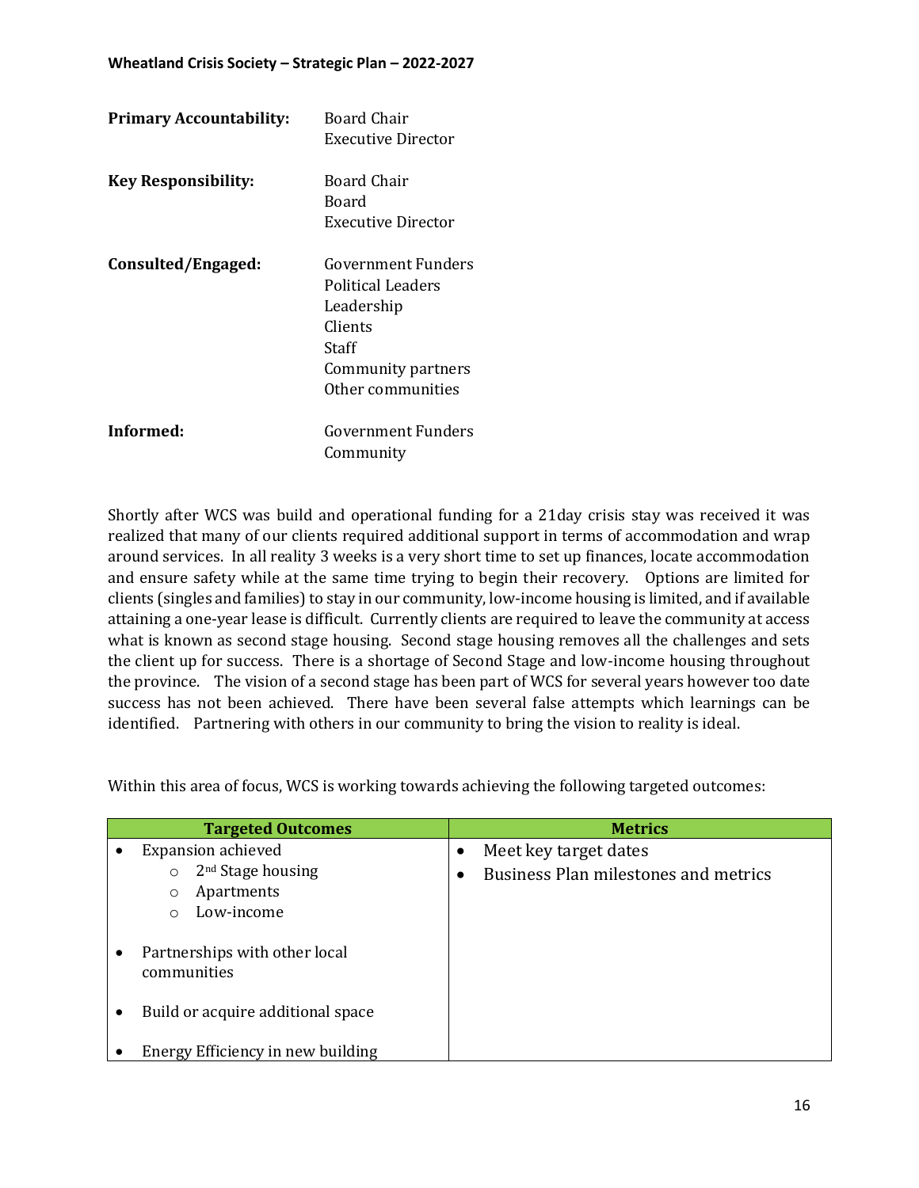**Primary Accountability:** Board Chair
Executive Director

**Key Responsibility:** Board Chair
Board
Executive Director

**Consulted/Engaged:** Government Funders
Political Leaders
Leadership
Clients
Staff
Community partners
Other communities

**Informed:** Government Funders
Community

Shortly after WCS was build and operational funding for a 21day crisis stay was received it was realized that many of our clients required additional support in terms of accommodation and wrap around services. In all reality 3 weeks is a very short time to set up finances, locate accommodation and ensure safety while at the same time trying to begin their recovery. Options are limited for clients (singles and families) to stay in our community, low-income housing is limited, and if available attaining a one-year lease is difficult. Currently clients are required to leave the community at access what is known as second stage housing. Second stage housing removes all the challenges and sets the client up for success. There is a shortage of Second Stage and low-income housing throughout the province. The vision of a second stage has been part of WCS for several years however too date success has not been achieved. There have been several false attempts which learnings can be identified. Partnering with others in our community to bring the vision to reality is ideal.

Within this area of focus, WCS is working towards achieving the following targeted outcomes:

| Targeted Outcomes | Metrics |
|---|---|
| • Expansion achieved<br>  ○ 2nd Stage housing<br>  ○ Apartments<br>  ○ Low-income<br><br>• Partnerships with other local communities<br><br>• Build or acquire additional space<br><br>• Energy Efficiency in new building | • Meet key target dates<br>• Business Plan milestones and metrics |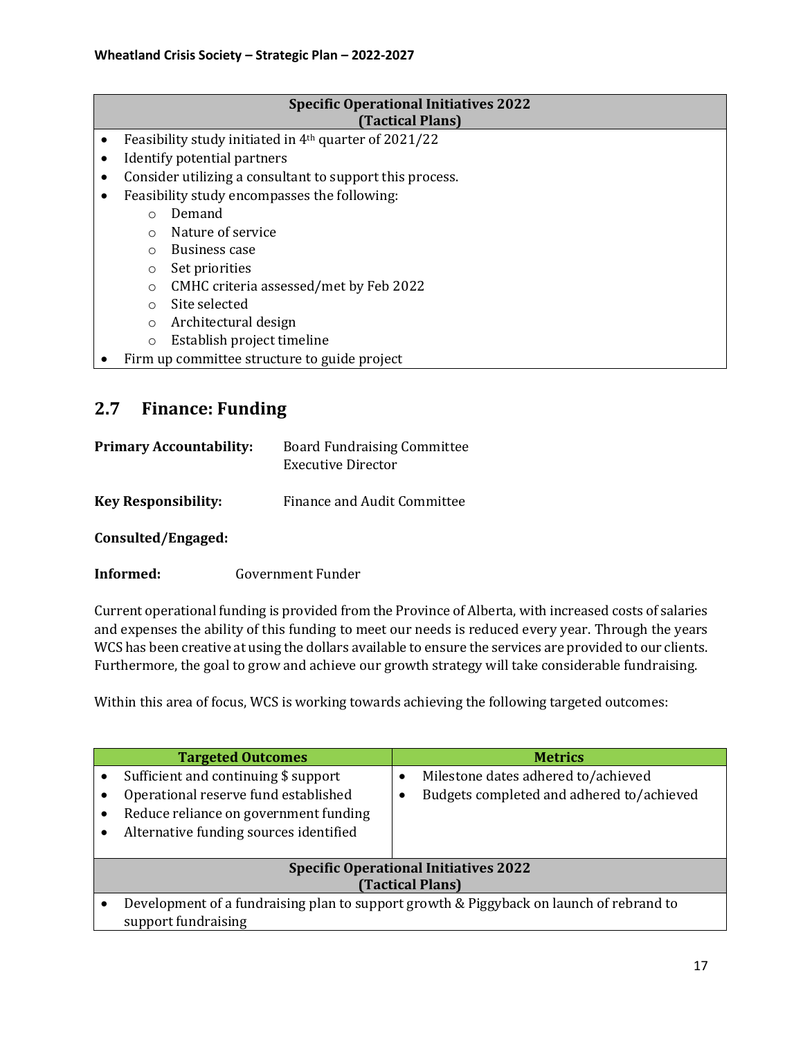| Specific Operational Initiatives 2022 (Tactical Plans) |
|---|
| • Feasibility study initiated in 4th quarter of 2021/22<br>• Identify potential partners<br>• Consider utilizing a consultant to support this process.<br>• Feasibility study encompasses the following:<br>&nbsp;&nbsp;&nbsp;&nbsp;○ Demand<br>&nbsp;&nbsp;&nbsp;&nbsp;○ Nature of service<br>&nbsp;&nbsp;&nbsp;&nbsp;○ Business case<br>&nbsp;&nbsp;&nbsp;&nbsp;○ Set priorities<br>&nbsp;&nbsp;&nbsp;&nbsp;○ CMHC criteria assessed/met by Feb 2022<br>&nbsp;&nbsp;&nbsp;&nbsp;○ Site selected<br>&nbsp;&nbsp;&nbsp;&nbsp;○ Architectural design<br>&nbsp;&nbsp;&nbsp;&nbsp;○ Establish project timeline<br>• Firm up committee structure to guide project |

## 2.7 Finance: Funding

**Primary Accountability:** Board Fundraising Committee
Executive Director

**Key Responsibility:** Finance and Audit Committee

**Consulted/Engaged:**

**Informed:** Government Funder

Current operational funding is provided from the Province of Alberta, with increased costs of salaries and expenses the ability of this funding to meet our needs is reduced every year. Through the years WCS has been creative at using the dollars available to ensure the services are provided to our clients. Furthermore, the goal to grow and achieve our growth strategy will take considerable fundraising.

Within this area of focus, WCS is working towards achieving the following targeted outcomes:

| Targeted Outcomes | Metrics |
|---|---|
| • Sufficient and continuing $ support<br>• Operational reserve fund established<br>• Reduce reliance on government funding<br>• Alternative funding sources identified | • Milestone dates adhered to/achieved<br>• Budgets completed and adhered to/achieved |
| **Specific Operational Initiatives 2022 (Tactical Plans)** | |
| • Development of a fundraising plan to support growth & Piggyback on launch of rebrand to support fundraising | |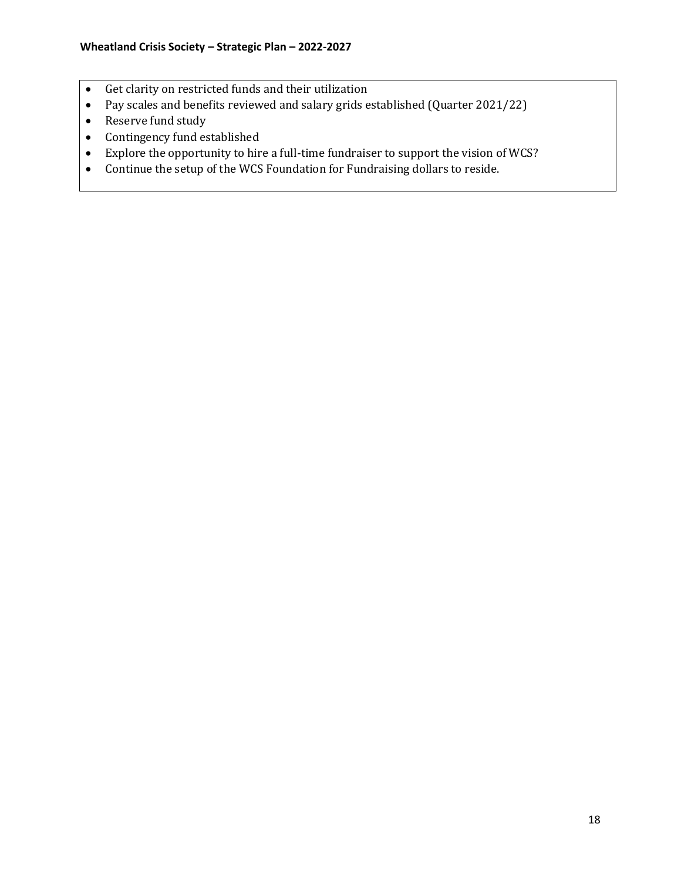- Get clarity on restricted funds and their utilization
- Pay scales and benefits reviewed and salary grids established (Quarter 2021/22)
- Reserve fund study
- Contingency fund established
- Explore the opportunity to hire a full-time fundraiser to support the vision of WCS?
- Continue the setup of the WCS Foundation for Fundraising dollars to reside.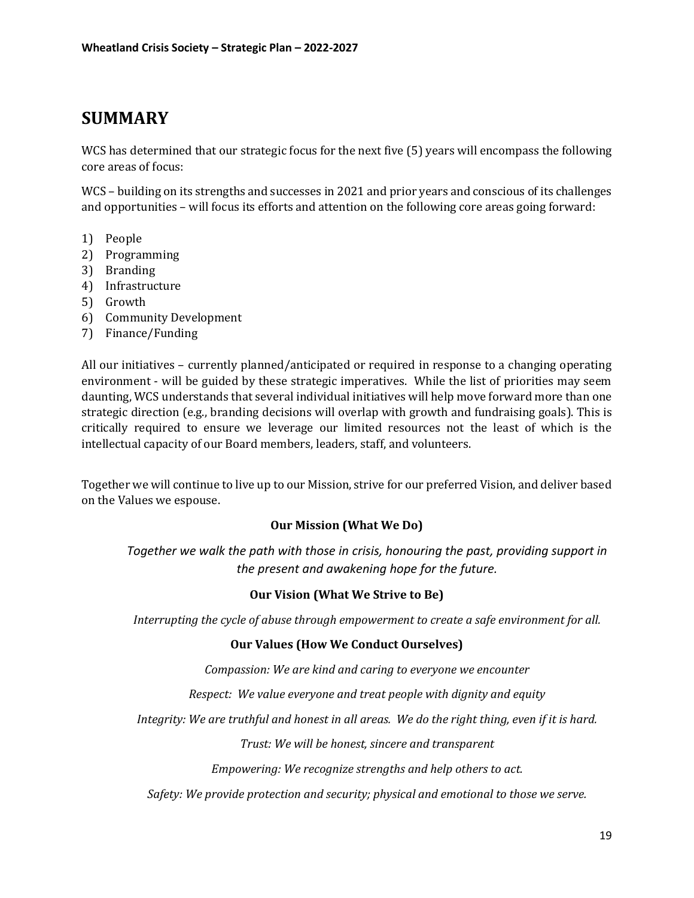# SUMMARY

WCS has determined that our strategic focus for the next five (5) years will encompass the following core areas of focus:

WCS – building on its strengths and successes in 2021 and prior years and conscious of its challenges and opportunities – will focus its efforts and attention on the following core areas going forward:

1) People
2) Programming
3) Branding
4) Infrastructure
5) Growth
6) Community Development
7) Finance/Funding

All our initiatives – currently planned/anticipated or required in response to a changing operating environment - will be guided by these strategic imperatives. While the list of priorities may seem daunting, WCS understands that several individual initiatives will help move forward more than one strategic direction (e.g., branding decisions will overlap with growth and fundraising goals). This is critically required to ensure we leverage our limited resources not the least of which is the intellectual capacity of our Board members, leaders, staff, and volunteers.

Together we will continue to live up to our Mission, strive for our preferred Vision, and deliver based on the Values we espouse.

**Our Mission (What We Do)**

*Together we walk the path with those in crisis, honouring the past, providing support in the present and awakening hope for the future.*

**Our Vision (What We Strive to Be)**

*Interrupting the cycle of abuse through empowerment to create a safe environment for all.*

**Our Values (How We Conduct Ourselves)**

*Compassion: We are kind and caring to everyone we encounter*

*Respect: We value everyone and treat people with dignity and equity*

*Integrity: We are truthful and honest in all areas. We do the right thing, even if it is hard.*

*Trust: We will be honest, sincere and transparent*

*Empowering: We recognize strengths and help others to act.*

*Safety: We provide protection and security; physical and emotional to those we serve.*